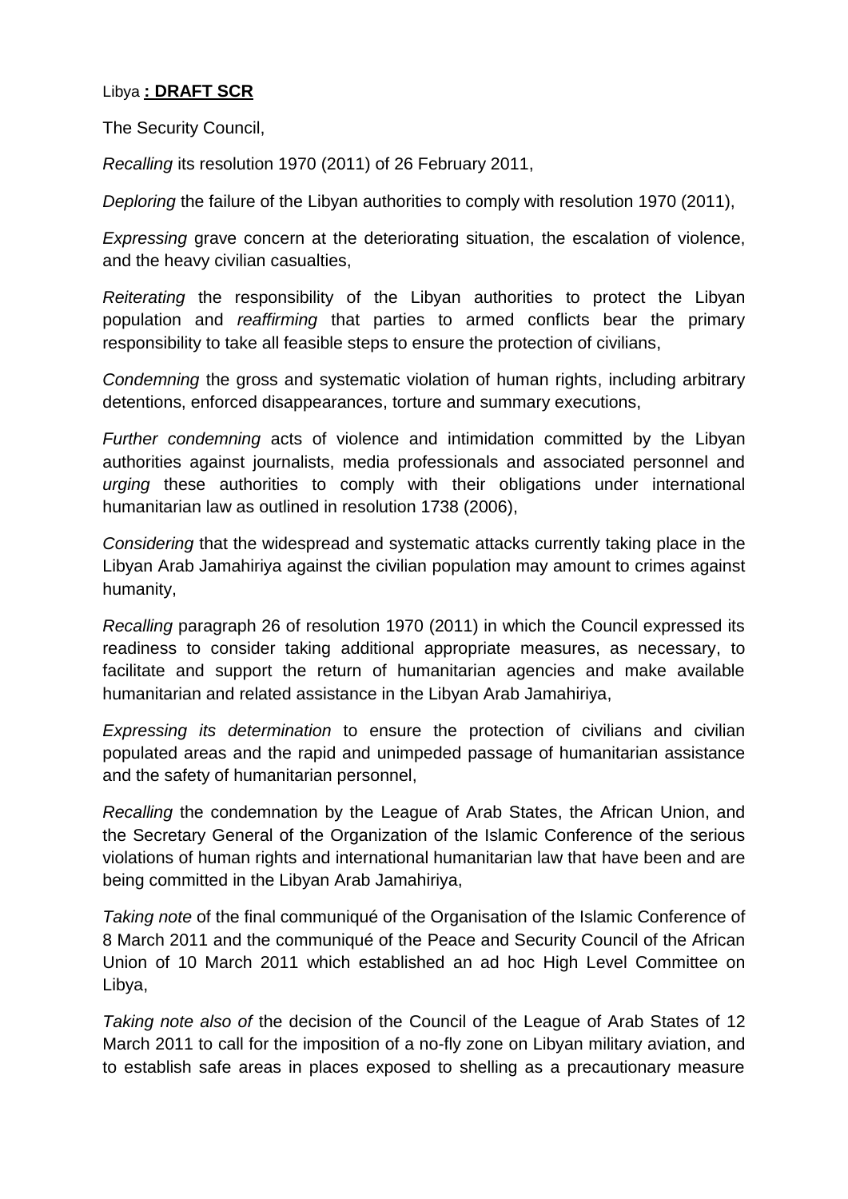Libya **: DRAFT SCR**

The Security Council,

*Recalling* its resolution 1970 (2011) of 26 February 2011,

*Deploring* the failure of the Libyan authorities to comply with resolution 1970 (2011),

*Expressing* grave concern at the deteriorating situation, the escalation of violence, and the heavy civilian casualties,

*Reiterating* the responsibility of the Libyan authorities to protect the Libyan population and *reaffirming* that parties to armed conflicts bear the primary responsibility to take all feasible steps to ensure the protection of civilians,

*Condemning* the gross and systematic violation of human rights, including arbitrary detentions, enforced disappearances, torture and summary executions,

*Further condemning* acts of violence and intimidation committed by the Libyan authorities against journalists, media professionals and associated personnel and *urging* these authorities to comply with their obligations under international humanitarian law as outlined in resolution 1738 (2006),

*Considering* that the widespread and systematic attacks currently taking place in the Libyan Arab Jamahiriya against the civilian population may amount to crimes against humanity,

*Recalling* paragraph 26 of resolution 1970 (2011) in which the Council expressed its readiness to consider taking additional appropriate measures, as necessary, to facilitate and support the return of humanitarian agencies and make available humanitarian and related assistance in the Libyan Arab Jamahiriya,

*Expressing its determination* to ensure the protection of civilians and civilian populated areas and the rapid and unimpeded passage of humanitarian assistance and the safety of humanitarian personnel,

*Recalling* the condemnation by the League of Arab States, the African Union, and the Secretary General of the Organization of the Islamic Conference of the serious violations of human rights and international humanitarian law that have been and are being committed in the Libyan Arab Jamahiriya,

*Taking note* of the final communiqué of the Organisation of the Islamic Conference of 8 March 2011 and the communiqué of the Peace and Security Council of the African Union of 10 March 2011 which established an ad hoc High Level Committee on Libya,

*Taking note also of* the decision of the Council of the League of Arab States of 12 March 2011 to call for the imposition of a no-fly zone on Libyan military aviation, and to establish safe areas in places exposed to shelling as a precautionary measure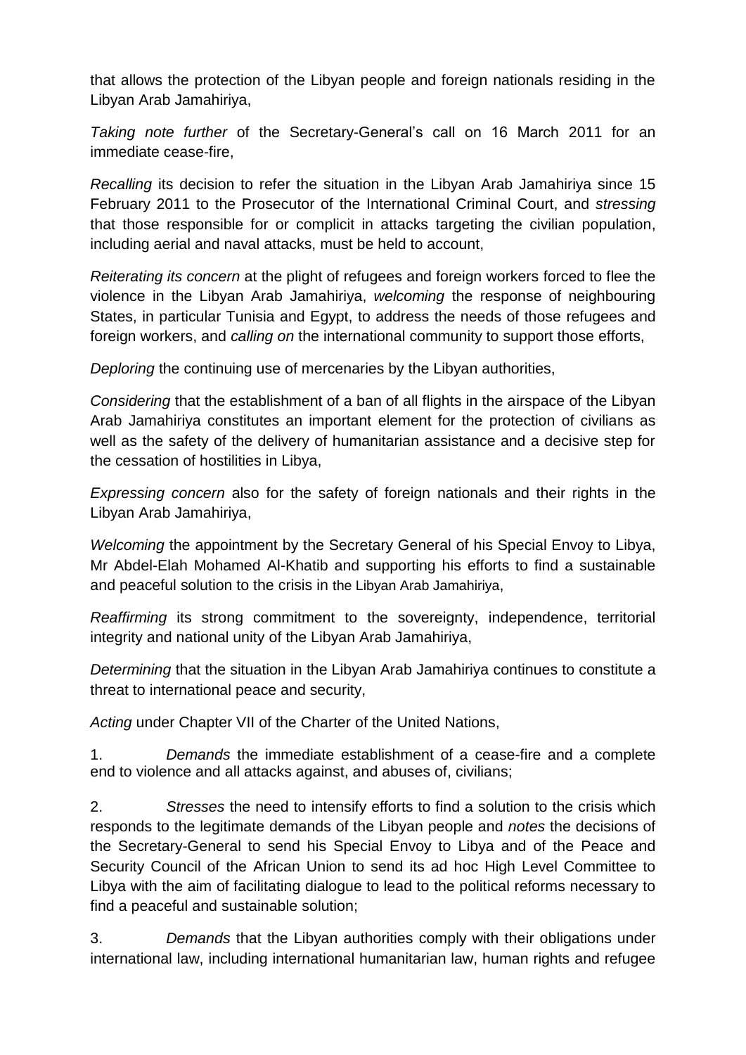that allows the protection of the Libyan people and foreign nationals residing in the Libyan Arab Jamahiriya,

*Taking note further* of the Secretary-General's call on 16 March 2011 for an immediate cease-fire,

*Recalling* its decision to refer the situation in the Libyan Arab Jamahiriya since 15 February 2011 to the Prosecutor of the International Criminal Court, and *stressing* that those responsible for or complicit in attacks targeting the civilian population, including aerial and naval attacks, must be held to account,

*Reiterating its concern* at the plight of refugees and foreign workers forced to flee the violence in the Libyan Arab Jamahiriya, *welcoming* the response of neighbouring States, in particular Tunisia and Egypt, to address the needs of those refugees and foreign workers, and *calling on* the international community to support those efforts,

*Deploring* the continuing use of mercenaries by the Libyan authorities,

*Considering* that the establishment of a ban of all flights in the airspace of the Libyan Arab Jamahiriya constitutes an important element for the protection of civilians as well as the safety of the delivery of humanitarian assistance and a decisive step for the cessation of hostilities in Libya,

*Expressing concern* also for the safety of foreign nationals and their rights in the Libyan Arab Jamahiriya,

*Welcoming* the appointment by the Secretary General of his Special Envoy to Libya, Mr Abdel-Elah Mohamed Al-Khatib and supporting his efforts to find a sustainable and peaceful solution to the crisis in the Libyan Arab Jamahiriya,

*Reaffirming* its strong commitment to the sovereignty, independence, territorial integrity and national unity of the Libyan Arab Jamahiriya,

*Determining* that the situation in the Libyan Arab Jamahiriya continues to constitute a threat to international peace and security,

*Acting* under Chapter VII of the Charter of the United Nations,

1. *Demands* the immediate establishment of a cease-fire and a complete end to violence and all attacks against, and abuses of, civilians;

2. *Stresses* the need to intensify efforts to find a solution to the crisis which responds to the legitimate demands of the Libyan people and *notes* the decisions of the Secretary-General to send his Special Envoy to Libya and of the Peace and Security Council of the African Union to send its ad hoc High Level Committee to Libya with the aim of facilitating dialogue to lead to the political reforms necessary to find a peaceful and sustainable solution;

3. *Demands* that the Libyan authorities comply with their obligations under international law, including international humanitarian law, human rights and refugee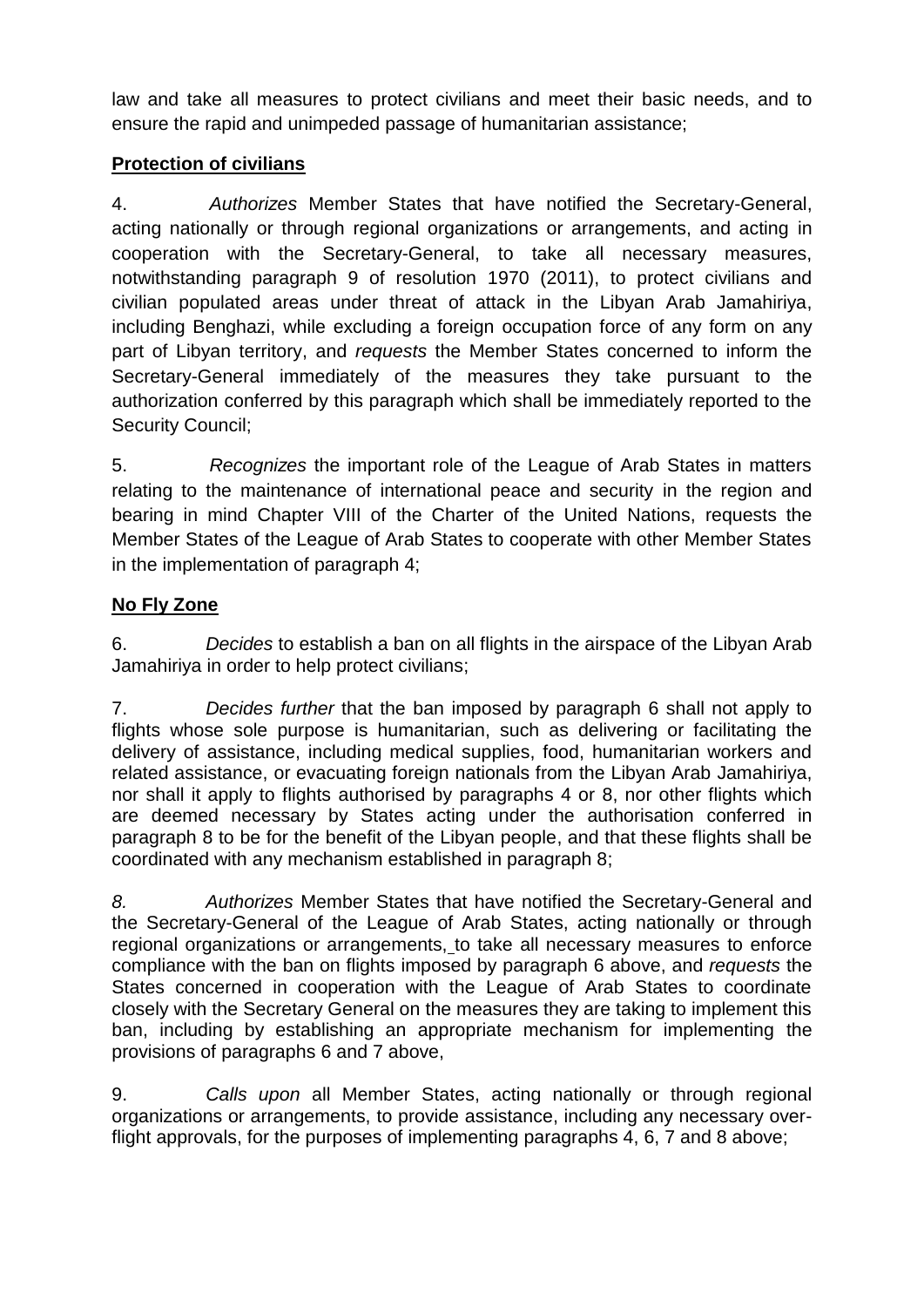law and take all measures to protect civilians and meet their basic needs, and to ensure the rapid and unimpeded passage of humanitarian assistance;

**Protection of civilians**

4. *Authorizes* Member States that have notified the Secretary-General, acting nationally or through regional organizations or arrangements, and acting in cooperation with the Secretary-General, to take all necessary measures, notwithstanding paragraph 9 of resolution 1970 (2011), to protect civilians and civilian populated areas under threat of attack in the Libyan Arab Jamahiriya, including Benghazi, while excluding a foreign occupation force of any form on any part of Libyan territory, and *requests* the Member States concerned to inform the Secretary-General immediately of the measures they take pursuant to the authorization conferred by this paragraph which shall be immediately reported to the Security Council;

5. *Recognizes* the important role of the League of Arab States in matters relating to the maintenance of international peace and security in the region and bearing in mind Chapter VIII of the Charter of the United Nations, requests the Member States of the League of Arab States to cooperate with other Member States in the implementation of paragraph 4;

**No Fly Zone**

6. *Decides* to establish a ban on all flights in the airspace of the Libyan Arab Jamahiriya in order to help protect civilians;

7. *Decides further* that the ban imposed by paragraph 6 shall not apply to flights whose sole purpose is humanitarian, such as delivering or facilitating the delivery of assistance, including medical supplies, food, humanitarian workers and related assistance, or evacuating foreign nationals from the Libyan Arab Jamahiriya, nor shall it apply to flights authorised by paragraphs 4 or 8, nor other flights which are deemed necessary by States acting under the authorisation conferred in paragraph 8 to be for the benefit of the Libyan people, and that these flights shall be coordinated with any mechanism established in paragraph 8;

*8.* *Authorizes* Member States that have notified the Secretary-General and the Secretary-General of the League of Arab States, acting nationally or through regional organizations or arrangements, to take all necessary measures to enforce compliance with the ban on flights imposed by paragraph 6 above, and *requests* the States concerned in cooperation with the League of Arab States to coordinate closely with the Secretary General on the measures they are taking to implement this ban, including by establishing an appropriate mechanism for implementing the provisions of paragraphs 6 and 7 above,

9. *Calls upon* all Member States, acting nationally or through regional organizations or arrangements, to provide assistance, including any necessary over-flight approvals, for the purposes of implementing paragraphs 4, 6, 7 and 8 above;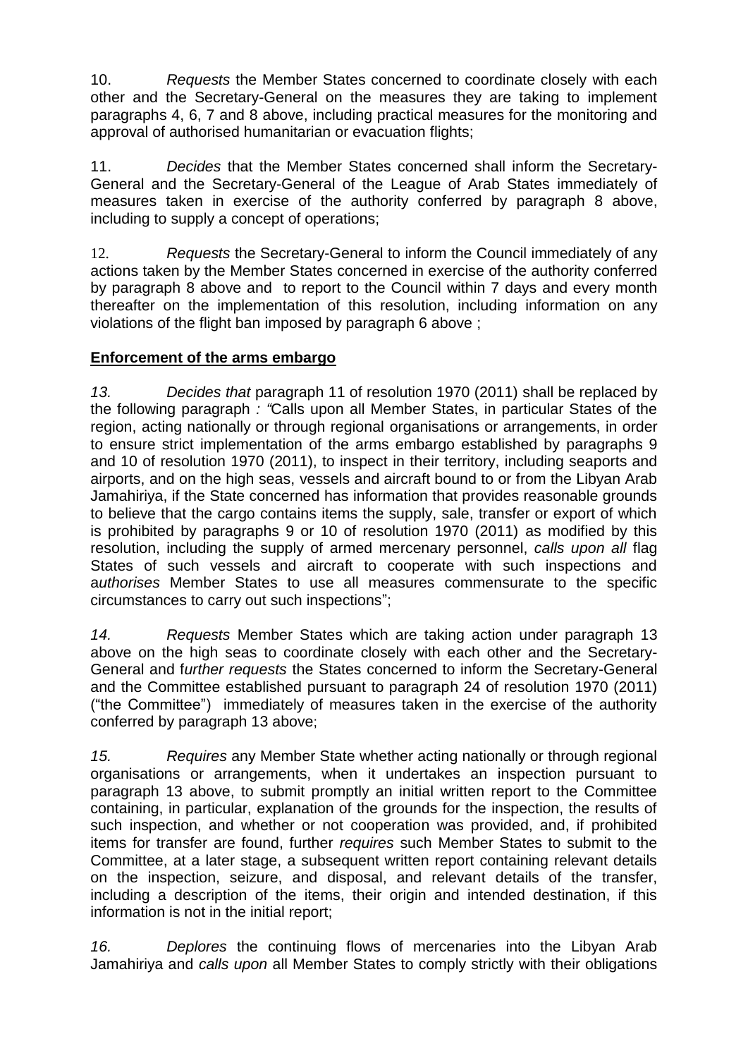10. *Requests* the Member States concerned to coordinate closely with each other and the Secretary-General on the measures they are taking to implement paragraphs 4, 6, 7 and 8 above, including practical measures for the monitoring and approval of authorised humanitarian or evacuation flights;

11. *Decides* that the Member States concerned shall inform the Secretary-General and the Secretary-General of the League of Arab States immediately of measures taken in exercise of the authority conferred by paragraph 8 above, including to supply a concept of operations;

12. *Requests* the Secretary-General to inform the Council immediately of any actions taken by the Member States concerned in exercise of the authority conferred by paragraph 8 above and to report to the Council within 7 days and every month thereafter on the implementation of this resolution, including information on any violations of the flight ban imposed by paragraph 6 above ;

**Enforcement of the arms embargo**

*13. Decides that* paragraph 11 of resolution 1970 (2011) shall be replaced by the following paragraph *: "*Calls upon all Member States, in particular States of the region, acting nationally or through regional organisations or arrangements, in order to ensure strict implementation of the arms embargo established by paragraphs 9 and 10 of resolution 1970 (2011), to inspect in their territory, including seaports and airports, and on the high seas, vessels and aircraft bound to or from the Libyan Arab Jamahiriya, if the State concerned has information that provides reasonable grounds to believe that the cargo contains items the supply, sale, transfer or export of which is prohibited by paragraphs 9 or 10 of resolution 1970 (2011) as modified by this resolution, including the supply of armed mercenary personnel, *calls upon all* flag States of such vessels and aircraft to cooperate with such inspections and *authorises* Member States to use all measures commensurate to the specific circumstances to carry out such inspections";

*14. Requests* Member States which are taking action under paragraph 13 above on the high seas to coordinate closely with each other and the Secretary-General and f*urther requests* the States concerned to inform the Secretary-General and the Committee established pursuant to paragraph 24 of resolution 1970 (2011) ("the Committee") immediately of measures taken in the exercise of the authority conferred by paragraph 13 above;

*15. Requires* any Member State whether acting nationally or through regional organisations or arrangements, when it undertakes an inspection pursuant to paragraph 13 above, to submit promptly an initial written report to the Committee containing, in particular, explanation of the grounds for the inspection, the results of such inspection, and whether or not cooperation was provided, and, if prohibited items for transfer are found, further *requires* such Member States to submit to the Committee, at a later stage, a subsequent written report containing relevant details on the inspection, seizure, and disposal, and relevant details of the transfer, including a description of the items, their origin and intended destination, if this information is not in the initial report;

*16. Deplores* the continuing flows of mercenaries into the Libyan Arab Jamahiriya and *calls upon* all Member States to comply strictly with their obligations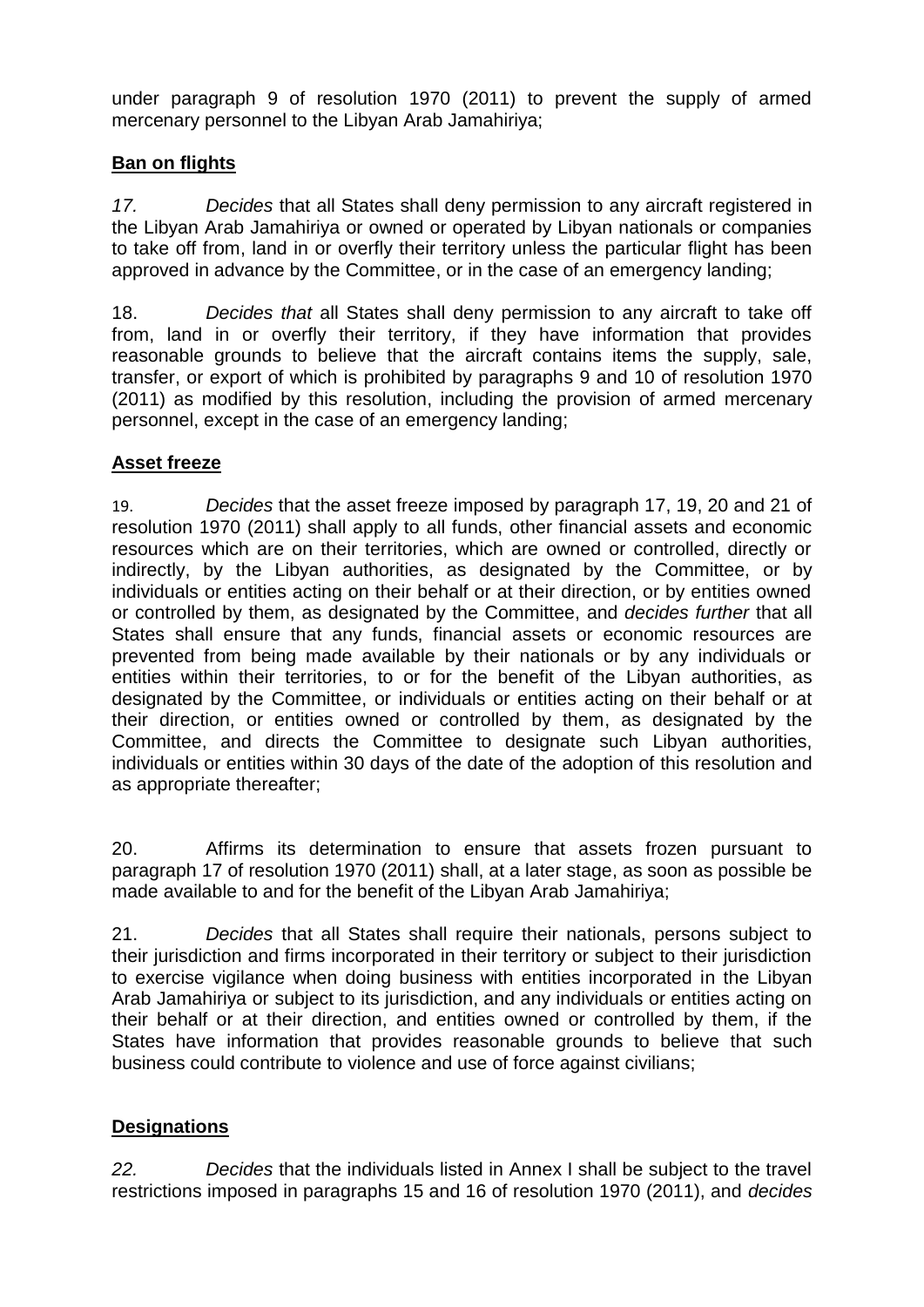under paragraph 9 of resolution 1970 (2011) to prevent the supply of armed mercenary personnel to the Libyan Arab Jamahiriya;

**Ban on flights**

*17.* *Decides* that all States shall deny permission to any aircraft registered in the Libyan Arab Jamahiriya or owned or operated by Libyan nationals or companies to take off from, land in or overfly their territory unless the particular flight has been approved in advance by the Committee, or in the case of an emergency landing;

18. *Decides that* all States shall deny permission to any aircraft to take off from, land in or overfly their territory, if they have information that provides reasonable grounds to believe that the aircraft contains items the supply, sale, transfer, or export of which is prohibited by paragraphs 9 and 10 of resolution 1970 (2011) as modified by this resolution, including the provision of armed mercenary personnel, except in the case of an emergency landing;

**Asset freeze**

19. *Decides* that the asset freeze imposed by paragraph 17, 19, 20 and 21 of resolution 1970 (2011) shall apply to all funds, other financial assets and economic resources which are on their territories, which are owned or controlled, directly or indirectly, by the Libyan authorities, as designated by the Committee, or by individuals or entities acting on their behalf or at their direction, or by entities owned or controlled by them, as designated by the Committee, and *decides further* that all States shall ensure that any funds, financial assets or economic resources are prevented from being made available by their nationals or by any individuals or entities within their territories, to or for the benefit of the Libyan authorities, as designated by the Committee, or individuals or entities acting on their behalf or at their direction, or entities owned or controlled by them, as designated by the Committee, and directs the Committee to designate such Libyan authorities, individuals or entities within 30 days of the date of the adoption of this resolution and as appropriate thereafter;

20. Affirms its determination to ensure that assets frozen pursuant to paragraph 17 of resolution 1970 (2011) shall, at a later stage, as soon as possible be made available to and for the benefit of the Libyan Arab Jamahiriya;

21. *Decides* that all States shall require their nationals, persons subject to their jurisdiction and firms incorporated in their territory or subject to their jurisdiction to exercise vigilance when doing business with entities incorporated in the Libyan Arab Jamahiriya or subject to its jurisdiction, and any individuals or entities acting on their behalf or at their direction, and entities owned or controlled by them, if the States have information that provides reasonable grounds to believe that such business could contribute to violence and use of force against civilians;

**Designations**

*22.* *Decides* that the individuals listed in Annex I shall be subject to the travel restrictions imposed in paragraphs 15 and 16 of resolution 1970 (2011), and *decides*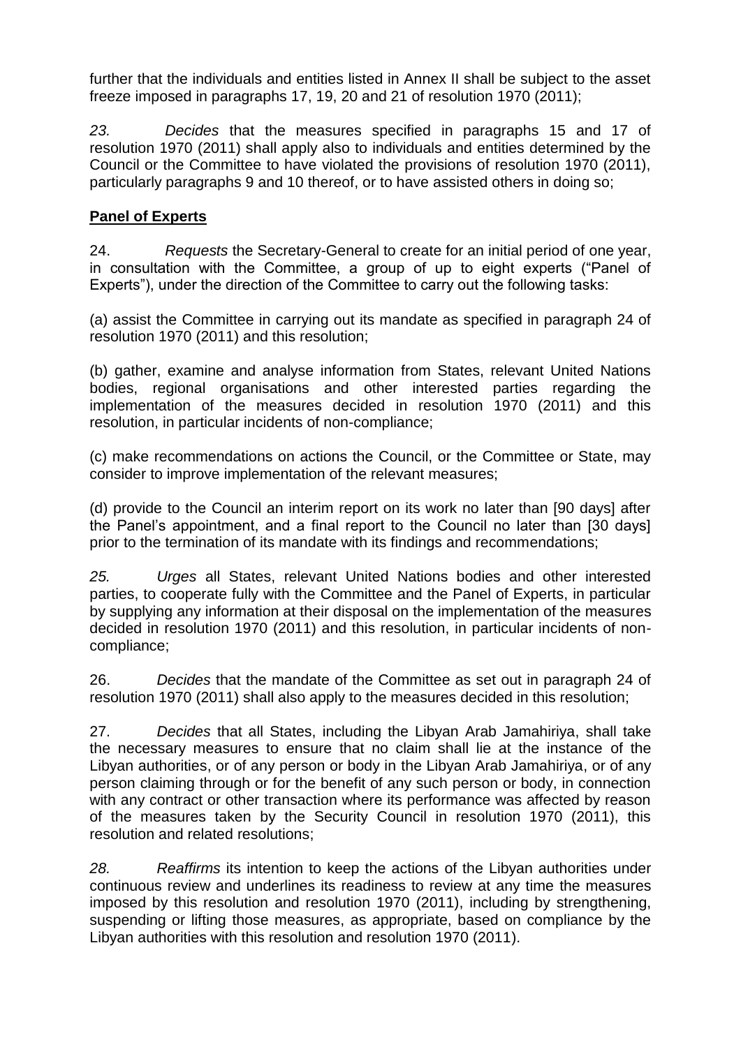further that the individuals and entities listed in Annex II shall be subject to the asset freeze imposed in paragraphs 17, 19, 20 and 21 of resolution 1970 (2011);

*23.* *Decides* that the measures specified in paragraphs 15 and 17 of resolution 1970 (2011) shall apply also to individuals and entities determined by the Council or the Committee to have violated the provisions of resolution 1970 (2011), particularly paragraphs 9 and 10 thereof, or to have assisted others in doing so;

**Panel of Experts**

24. *Requests* the Secretary-General to create for an initial period of one year, in consultation with the Committee, a group of up to eight experts ("Panel of Experts"), under the direction of the Committee to carry out the following tasks:

(a) assist the Committee in carrying out its mandate as specified in paragraph 24 of resolution 1970 (2011) and this resolution;

(b) gather, examine and analyse information from States, relevant United Nations bodies, regional organisations and other interested parties regarding the implementation of the measures decided in resolution 1970 (2011) and this resolution, in particular incidents of non-compliance;

(c) make recommendations on actions the Council, or the Committee or State, may consider to improve implementation of the relevant measures;

(d) provide to the Council an interim report on its work no later than [90 days] after the Panel's appointment, and a final report to the Council no later than [30 days] prior to the termination of its mandate with its findings and recommendations;

*25.* *Urges* all States, relevant United Nations bodies and other interested parties, to cooperate fully with the Committee and the Panel of Experts, in particular by supplying any information at their disposal on the implementation of the measures decided in resolution 1970 (2011) and this resolution, in particular incidents of non-compliance;

26. *Decides* that the mandate of the Committee as set out in paragraph 24 of resolution 1970 (2011) shall also apply to the measures decided in this resolution;

27. *Decides* that all States, including the Libyan Arab Jamahiriya, shall take the necessary measures to ensure that no claim shall lie at the instance of the Libyan authorities, or of any person or body in the Libyan Arab Jamahiriya, or of any person claiming through or for the benefit of any such person or body, in connection with any contract or other transaction where its performance was affected by reason of the measures taken by the Security Council in resolution 1970 (2011), this resolution and related resolutions;

*28.* *Reaffirms* its intention to keep the actions of the Libyan authorities under continuous review and underlines its readiness to review at any time the measures imposed by this resolution and resolution 1970 (2011), including by strengthening, suspending or lifting those measures, as appropriate, based on compliance by the Libyan authorities with this resolution and resolution 1970 (2011).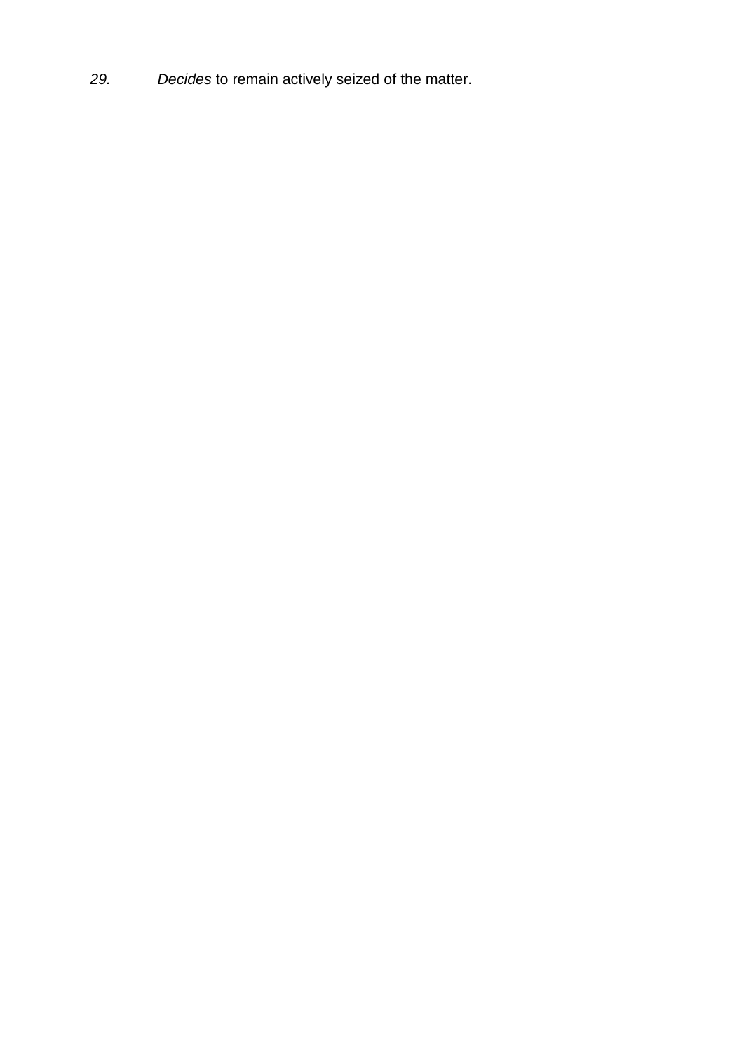*29.* *Decides* to remain actively seized of the matter.